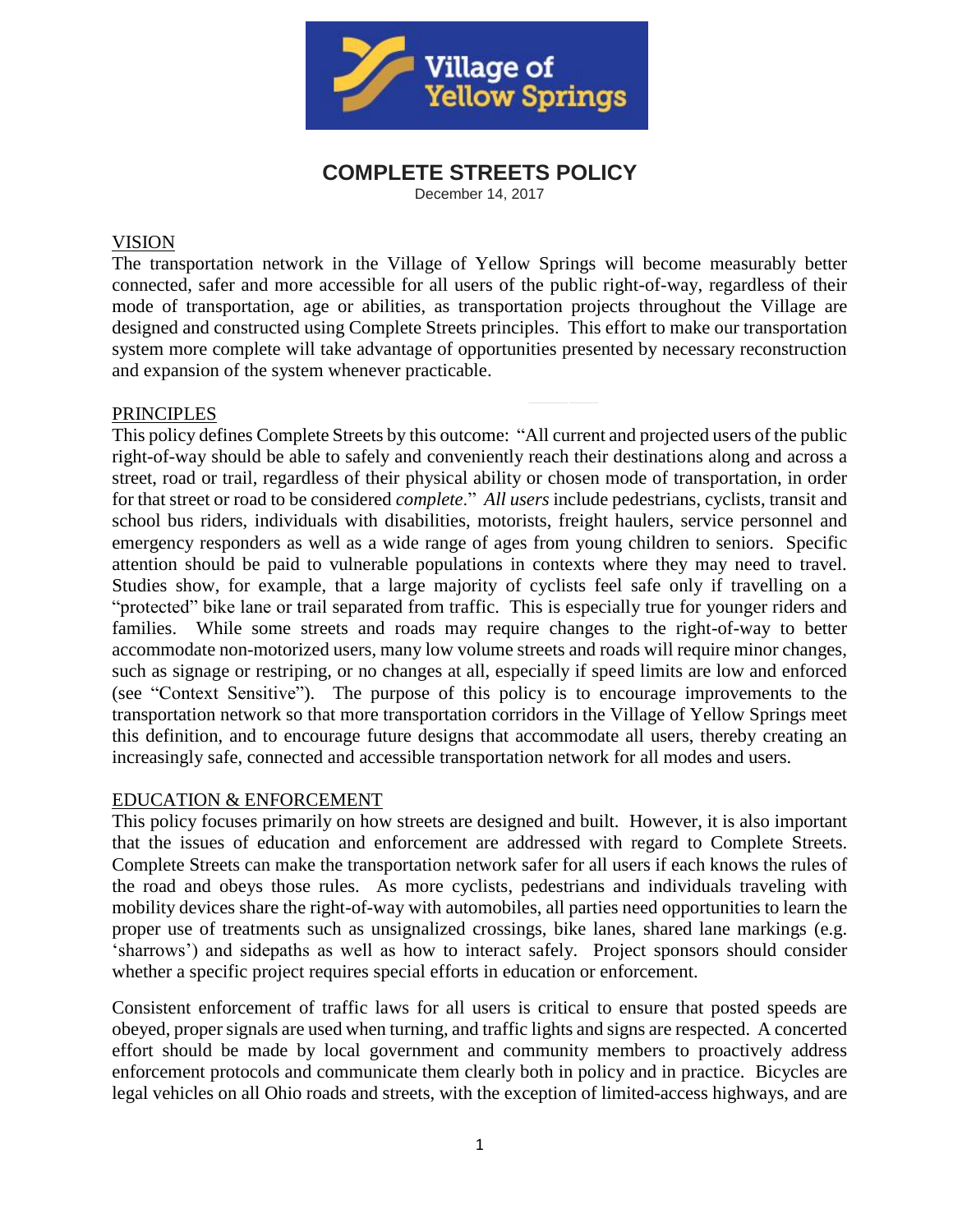# COMPLETE STREETS POLICY

December 14, 2017

## VISION

The transportation network in the Village of Yellow Springs will become measurably better connected, safer and more accessible for all users of the public right-of-way, regardless of their mode of transportation, age or abilities, as transportation projects throughout the Village are designed and constructed using Complete Streets principles. This effort to make our transportation system more complete will take advantage of opportunities presented by necessary reconstruction and expansion of the system whenever practicable.

## PRINCIPLES

This policy defines Complete Streets by this outcome: "All current and projected users of the public right-of-way should be able to safely and conveniently reach their destinations along and across a street, road or trail, regardless of their physical ability or chosen mode of transportation, in order for that street or road to be considered *complete*." *All users* include pedestrians, cyclists, transit and school bus riders, individuals with disabilities, motorists, freight haulers, service personnel and emergency responders as well as a wide range of ages from young children to seniors. Specific attention should be paid to vulnerable populations in contexts where they may need to travel. Studies show, for example, that a large majority of cyclists feel safe only if travelling on a "protected" bike lane or trail separated from traffic. This is especially true for younger riders and families. While some streets and roads may require changes to the right-of-way to better accommodate non-motorized users, many low volume streets and roads will require minor changes, such as signage or restriping, or no changes at all, especially if speed limits are low and enforced (see "Context Sensitive"). The purpose of this policy is to encourage improvements to the transportation network so that more transportation corridors in the Village of Yellow Springs meet this definition, and to encourage future designs that accommodate all users, thereby creating an increasingly safe, connected and accessible transportation network for all modes and users.

## EDUCATION & ENFORCEMENT

This policy focuses primarily on how streets are designed and built. However, it is also important that the issues of education and enforcement are addressed with regard to Complete Streets. Complete Streets can make the transportation network safer for all users if each knows the rules of the road and obeys those rules. As more cyclists, pedestrians and individuals traveling with mobility devices share the right-of-way with automobiles, all parties need opportunities to learn the proper use of treatments such as unsignalized crossings, bike lanes, shared lane markings (e.g. 'sharrows') and sidepaths as well as how to interact safely. Project sponsors should consider whether a specific project requires special efforts in education or enforcement.

Consistent enforcement of traffic laws for all users is critical to ensure that posted speeds are obeyed, proper signals are used when turning, and traffic lights and signs are respected. A concerted effort should be made by local government and community members to proactively address enforcement protocols and communicate them clearly both in policy and in practice. Bicycles are legal vehicles on all Ohio roads and streets, with the exception of limited-access highways, and are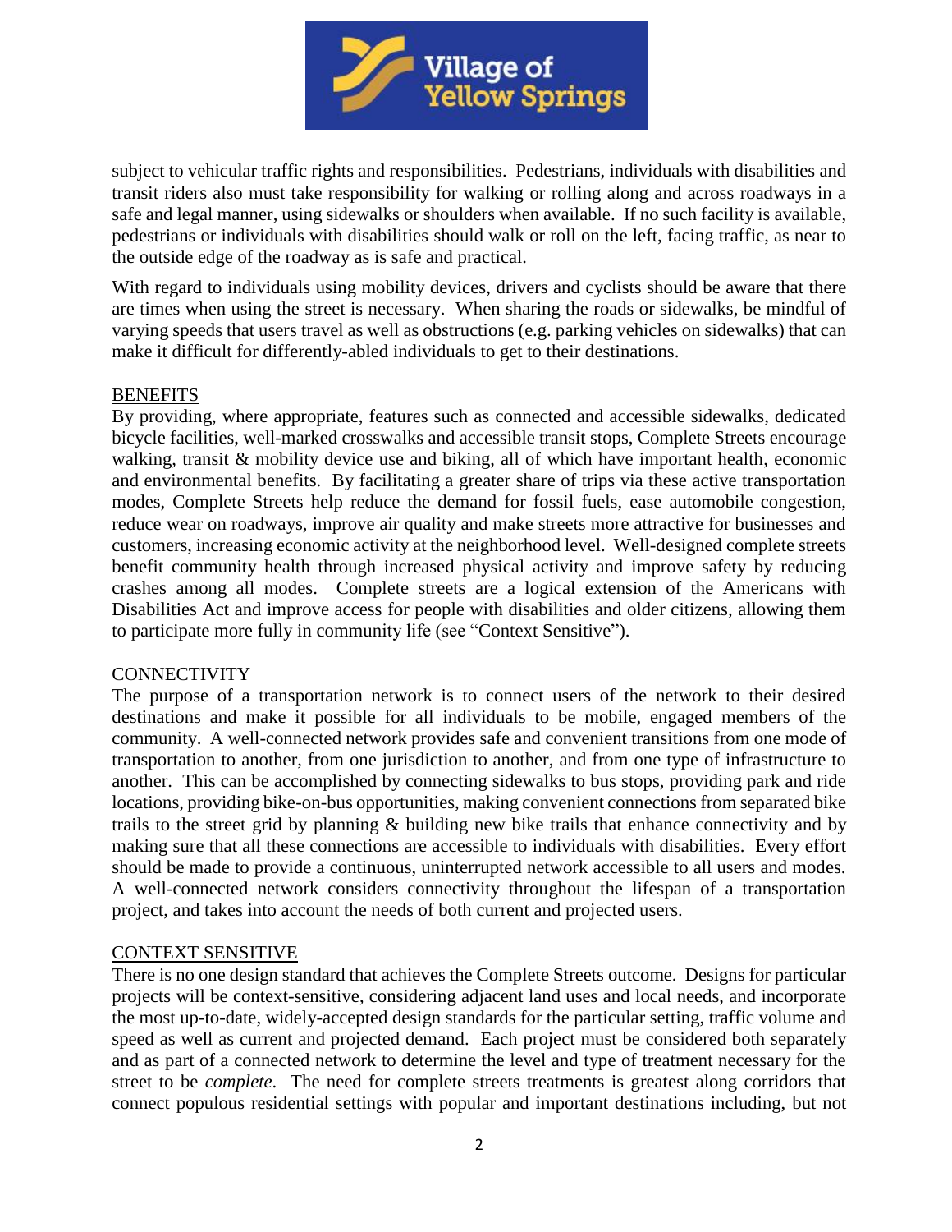subject to vehicular traffic rights and responsibilities. Pedestrians, individuals with disabilities and transit riders also must take responsibility for walking or rolling along and across roadways in a safe and legal manner, using sidewalks or shoulders when available. If no such facility is available, pedestrians or individuals with disabilities should walk or roll on the left, facing traffic, as near to the outside edge of the roadway as is safe and practical.

With regard to individuals using mobility devices, drivers and cyclists should be aware that there are times when using the street is necessary. When sharing the roads or sidewalks, be mindful of varying speeds that users travel as well as obstructions (e.g. parking vehicles on sidewalks) that can make it difficult for differently-abled individuals to get to their destinations.

## BENEFITS

By providing, where appropriate, features such as connected and accessible sidewalks, dedicated bicycle facilities, well-marked crosswalks and accessible transit stops, Complete Streets encourage walking, transit & mobility device use and biking, all of which have important health, economic and environmental benefits. By facilitating a greater share of trips via these active transportation modes, Complete Streets help reduce the demand for fossil fuels, ease automobile congestion, reduce wear on roadways, improve air quality and make streets more attractive for businesses and customers, increasing economic activity at the neighborhood level. Well-designed complete streets benefit community health through increased physical activity and improve safety by reducing crashes among all modes. Complete streets are a logical extension of the Americans with Disabilities Act and improve access for people with disabilities and older citizens, allowing them to participate more fully in community life (see "Context Sensitive").

## CONNECTIVITY

The purpose of a transportation network is to connect users of the network to their desired destinations and make it possible for all individuals to be mobile, engaged members of the community. A well-connected network provides safe and convenient transitions from one mode of transportation to another, from one jurisdiction to another, and from one type of infrastructure to another. This can be accomplished by connecting sidewalks to bus stops, providing park and ride locations, providing bike-on-bus opportunities, making convenient connections from separated bike trails to the street grid by planning & building new bike trails that enhance connectivity and by making sure that all these connections are accessible to individuals with disabilities. Every effort should be made to provide a continuous, uninterrupted network accessible to all users and modes. A well-connected network considers connectivity throughout the lifespan of a transportation project, and takes into account the needs of both current and projected users.

## CONTEXT SENSITIVE

There is no one design standard that achieves the Complete Streets outcome. Designs for particular projects will be context-sensitive, considering adjacent land uses and local needs, and incorporate the most up-to-date, widely-accepted design standards for the particular setting, traffic volume and speed as well as current and projected demand. Each project must be considered both separately and as part of a connected network to determine the level and type of treatment necessary for the street to be *complete*. The need for complete streets treatments is greatest along corridors that connect populous residential settings with popular and important destinations including, but not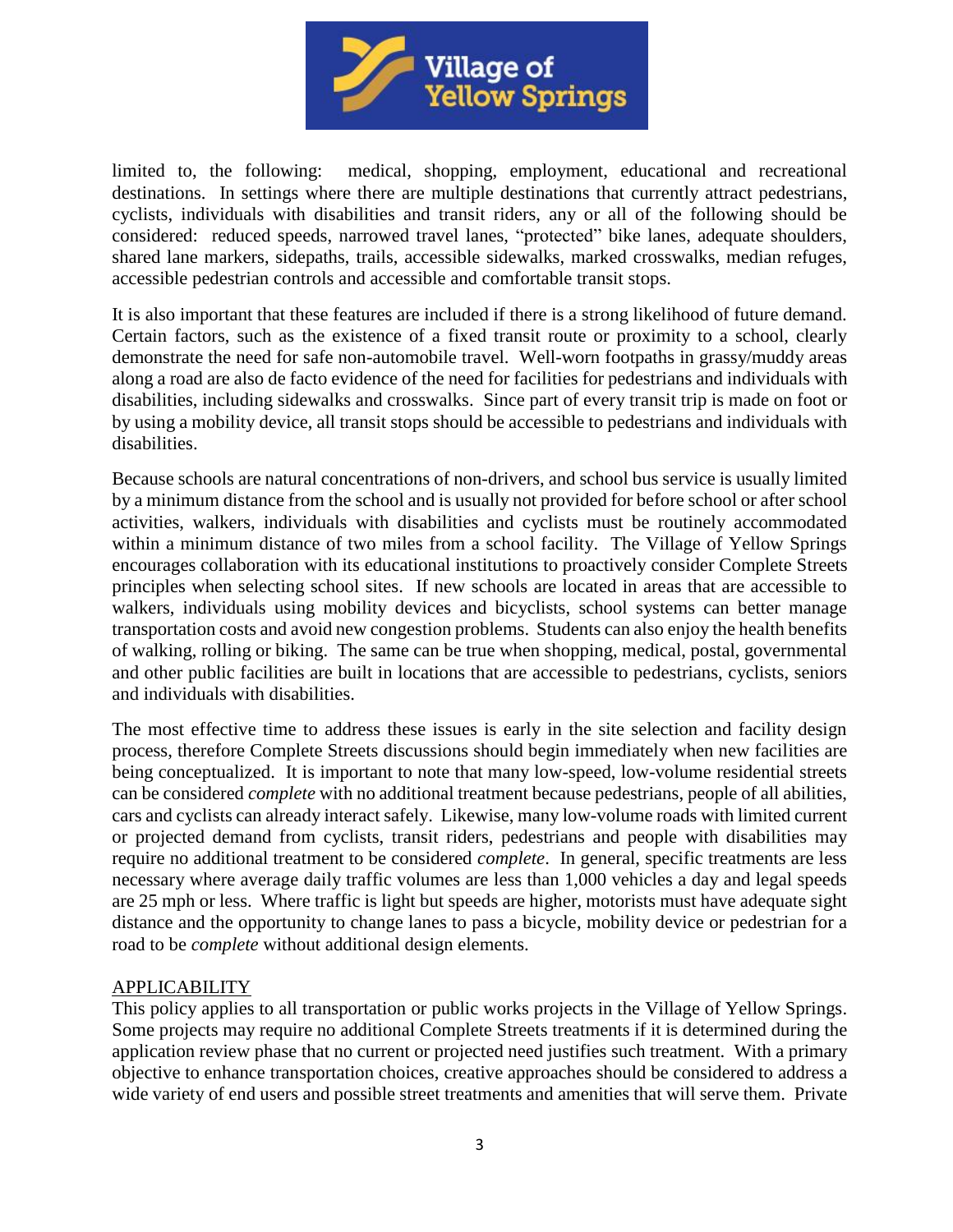limited to, the following: medical, shopping, employment, educational and recreational destinations. In settings where there are multiple destinations that currently attract pedestrians, cyclists, individuals with disabilities and transit riders, any or all of the following should be considered: reduced speeds, narrowed travel lanes, "protected" bike lanes, adequate shoulders, shared lane markers, sidepaths, trails, accessible sidewalks, marked crosswalks, median refuges, accessible pedestrian controls and accessible and comfortable transit stops.

It is also important that these features are included if there is a strong likelihood of future demand. Certain factors, such as the existence of a fixed transit route or proximity to a school, clearly demonstrate the need for safe non-automobile travel. Well-worn footpaths in grassy/muddy areas along a road are also de facto evidence of the need for facilities for pedestrians and individuals with disabilities, including sidewalks and crosswalks. Since part of every transit trip is made on foot or by using a mobility device, all transit stops should be accessible to pedestrians and individuals with disabilities.

Because schools are natural concentrations of non-drivers, and school bus service is usually limited by a minimum distance from the school and is usually not provided for before school or after school activities, walkers, individuals with disabilities and cyclists must be routinely accommodated within a minimum distance of two miles from a school facility. The Village of Yellow Springs encourages collaboration with its educational institutions to proactively consider Complete Streets principles when selecting school sites. If new schools are located in areas that are accessible to walkers, individuals using mobility devices and bicyclists, school systems can better manage transportation costs and avoid new congestion problems. Students can also enjoy the health benefits of walking, rolling or biking. The same can be true when shopping, medical, postal, governmental and other public facilities are built in locations that are accessible to pedestrians, cyclists, seniors and individuals with disabilities.

The most effective time to address these issues is early in the site selection and facility design process, therefore Complete Streets discussions should begin immediately when new facilities are being conceptualized. It is important to note that many low-speed, low-volume residential streets can be considered *complete* with no additional treatment because pedestrians, people of all abilities, cars and cyclists can already interact safely. Likewise, many low-volume roads with limited current or projected demand from cyclists, transit riders, pedestrians and people with disabilities may require no additional treatment to be considered *complete*. In general, specific treatments are less necessary where average daily traffic volumes are less than 1,000 vehicles a day and legal speeds are 25 mph or less. Where traffic is light but speeds are higher, motorists must have adequate sight distance and the opportunity to change lanes to pass a bicycle, mobility device or pedestrian for a road to be *complete* without additional design elements.

## APPLICABILITY

This policy applies to all transportation or public works projects in the Village of Yellow Springs. Some projects may require no additional Complete Streets treatments if it is determined during the application review phase that no current or projected need justifies such treatment. With a primary objective to enhance transportation choices, creative approaches should be considered to address a wide variety of end users and possible street treatments and amenities that will serve them. Private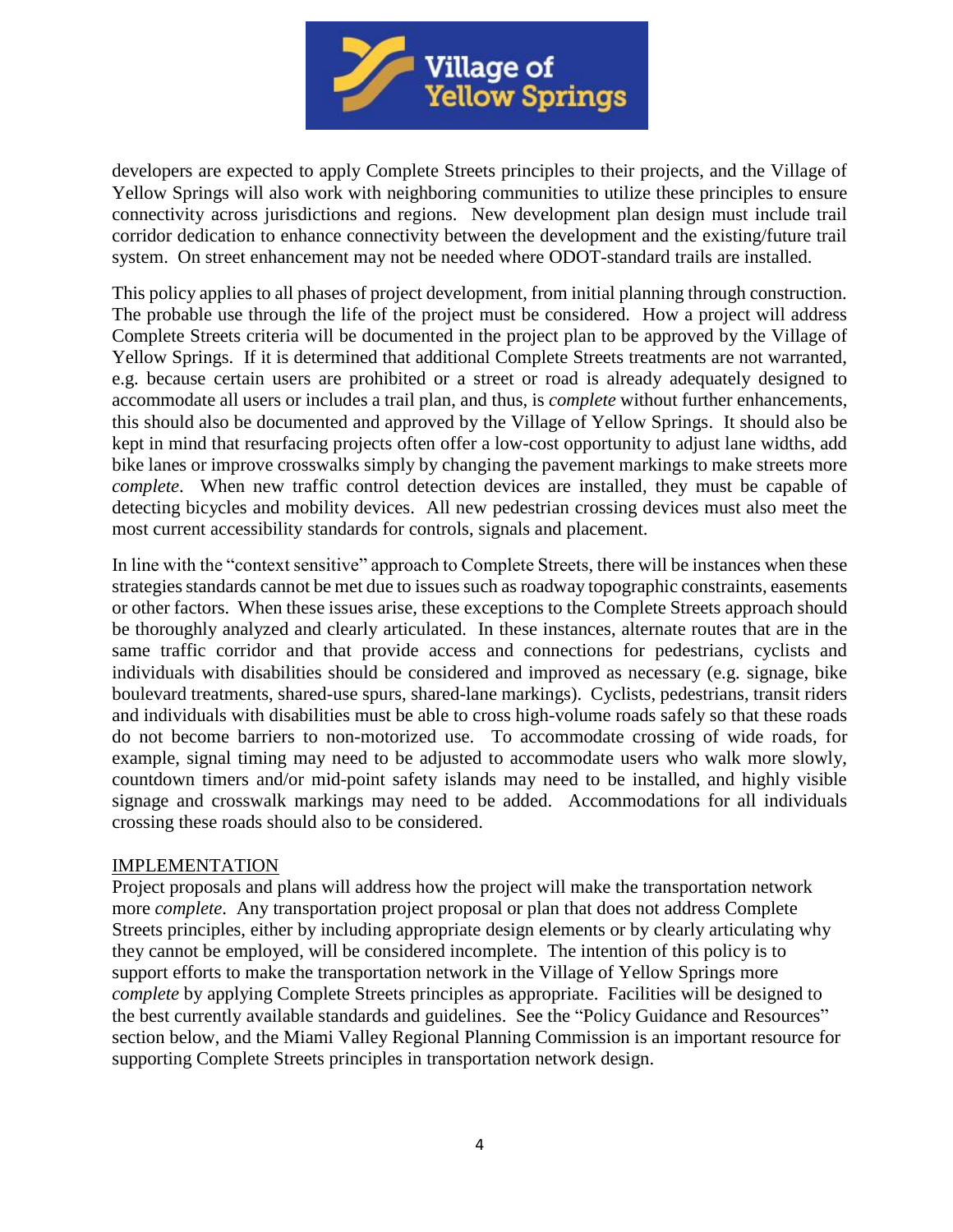developers are expected to apply Complete Streets principles to their projects, and the Village of Yellow Springs will also work with neighboring communities to utilize these principles to ensure connectivity across jurisdictions and regions. New development plan design must include trail corridor dedication to enhance connectivity between the development and the existing/future trail system. On street enhancement may not be needed where ODOT-standard trails are installed.

This policy applies to all phases of project development, from initial planning through construction. The probable use through the life of the project must be considered. How a project will address Complete Streets criteria will be documented in the project plan to be approved by the Village of Yellow Springs. If it is determined that additional Complete Streets treatments are not warranted, e.g. because certain users are prohibited or a street or road is already adequately designed to accommodate all users or includes a trail plan, and thus, is *complete* without further enhancements, this should also be documented and approved by the Village of Yellow Springs. It should also be kept in mind that resurfacing projects often offer a low-cost opportunity to adjust lane widths, add bike lanes or improve crosswalks simply by changing the pavement markings to make streets more *complete*. When new traffic control detection devices are installed, they must be capable of detecting bicycles and mobility devices. All new pedestrian crossing devices must also meet the most current accessibility standards for controls, signals and placement.

In line with the "context sensitive" approach to Complete Streets, there will be instances when these strategies standards cannot be met due to issues such as roadway topographic constraints, easements or other factors. When these issues arise, these exceptions to the Complete Streets approach should be thoroughly analyzed and clearly articulated. In these instances, alternate routes that are in the same traffic corridor and that provide access and connections for pedestrians, cyclists and individuals with disabilities should be considered and improved as necessary (e.g. signage, bike boulevard treatments, shared-use spurs, shared-lane markings). Cyclists, pedestrians, transit riders and individuals with disabilities must be able to cross high-volume roads safely so that these roads do not become barriers to non-motorized use. To accommodate crossing of wide roads, for example, signal timing may need to be adjusted to accommodate users who walk more slowly, countdown timers and/or mid-point safety islands may need to be installed, and highly visible signage and crosswalk markings may need to be added. Accommodations for all individuals crossing these roads should also to be considered.

## IMPLEMENTATION

Project proposals and plans will address how the project will make the transportation network more *complete*. Any transportation project proposal or plan that does not address Complete Streets principles, either by including appropriate design elements or by clearly articulating why they cannot be employed, will be considered incomplete. The intention of this policy is to support efforts to make the transportation network in the Village of Yellow Springs more *complete* by applying Complete Streets principles as appropriate. Facilities will be designed to the best currently available standards and guidelines. See the "Policy Guidance and Resources" section below, and the Miami Valley Regional Planning Commission is an important resource for supporting Complete Streets principles in transportation network design.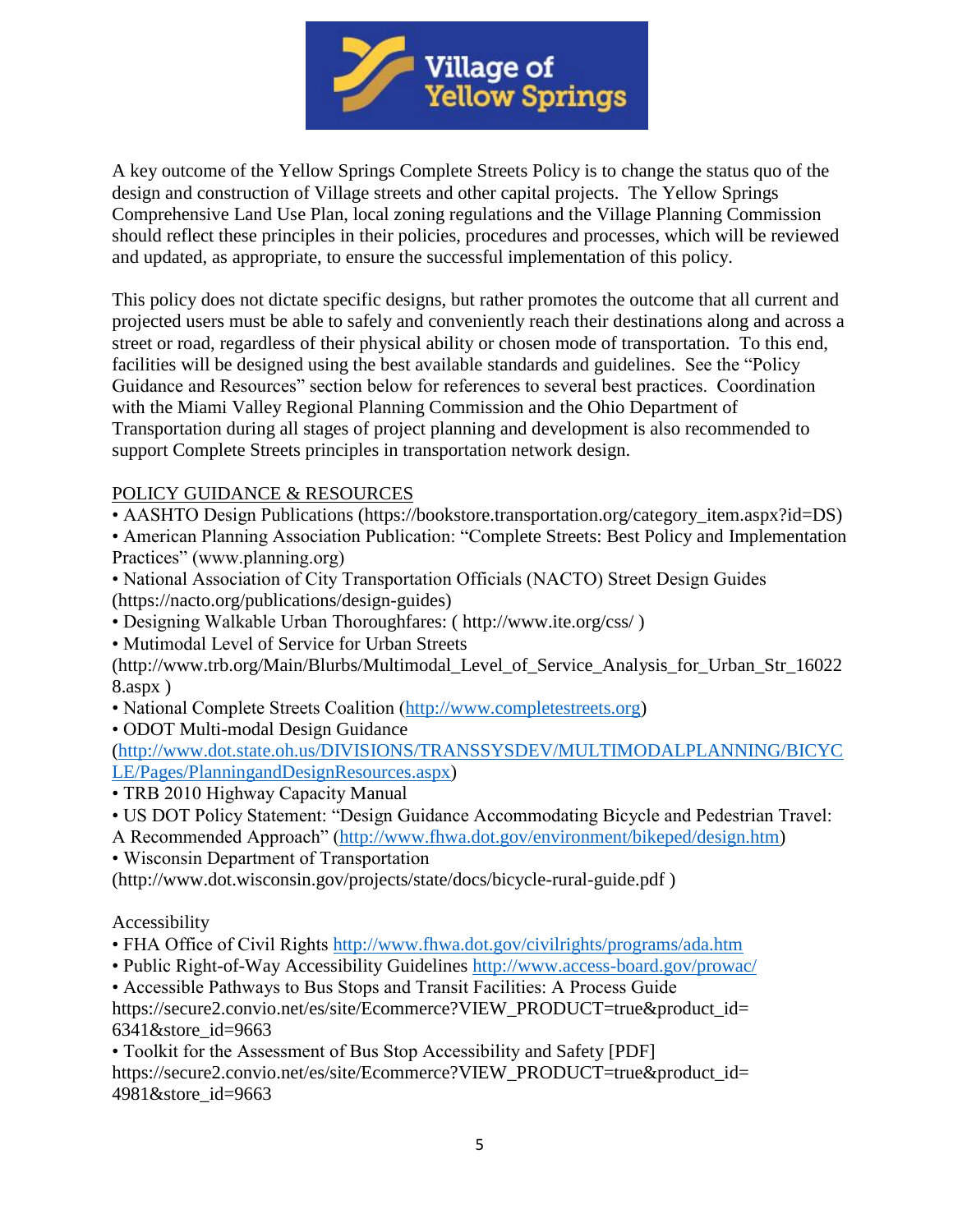A key outcome of the Yellow Springs Complete Streets Policy is to change the status quo of the design and construction of Village streets and other capital projects. The Yellow Springs Comprehensive Land Use Plan, local zoning regulations and the Village Planning Commission should reflect these principles in their policies, procedures and processes, which will be reviewed and updated, as appropriate, to ensure the successful implementation of this policy.

This policy does not dictate specific designs, but rather promotes the outcome that all current and projected users must be able to safely and conveniently reach their destinations along and across a street or road, regardless of their physical ability or chosen mode of transportation. To this end, facilities will be designed using the best available standards and guidelines. See the "Policy Guidance and Resources" section below for references to several best practices. Coordination with the Miami Valley Regional Planning Commission and the Ohio Department of Transportation during all stages of project planning and development is also recommended to support Complete Streets principles in transportation network design.

POLICY GUIDANCE & RESOURCES

- AASHTO Design Publications (https://bookstore.transportation.org/category_item.aspx?id=DS)
- American Planning Association Publication: "Complete Streets: Best Policy and Implementation Practices" (www.planning.org)
- National Association of City Transportation Officials (NACTO) Street Design Guides (https://nacto.org/publications/design-guides)
- Designing Walkable Urban Thoroughfares: ( http://www.ite.org/css/ )
- Mutimodal Level of Service for Urban Streets (http://www.trb.org/Main/Blurbs/Multimodal_Level_of_Service_Analysis_for_Urban_Str_160228.aspx )
- National Complete Streets Coalition (http://www.completestreets.org)
- ODOT Multi-modal Design Guidance (http://www.dot.state.oh.us/DIVISIONS/TRANSSYSDEV/MULTIMODALPLANNING/BICYCLE/Pages/PlanningandDesignResources.aspx)
- TRB 2010 Highway Capacity Manual
- US DOT Policy Statement: "Design Guidance Accommodating Bicycle and Pedestrian Travel: A Recommended Approach" (http://www.fhwa.dot.gov/environment/bikeped/design.htm)
- Wisconsin Department of Transportation (http://www.dot.wisconsin.gov/projects/state/docs/bicycle-rural-guide.pdf )

Accessibility

- FHA Office of Civil Rights http://www.fhwa.dot.gov/civilrights/programs/ada.htm
- Public Right-of-Way Accessibility Guidelines http://www.access-board.gov/prowac/
- Accessible Pathways to Bus Stops and Transit Facilities: A Process Guide https://secure2.convio.net/es/site/Ecommerce?VIEW_PRODUCT=true&product_id=6341&store_id=9663
- Toolkit for the Assessment of Bus Stop Accessibility and Safety [PDF] https://secure2.convio.net/es/site/Ecommerce?VIEW_PRODUCT=true&product_id=4981&store_id=9663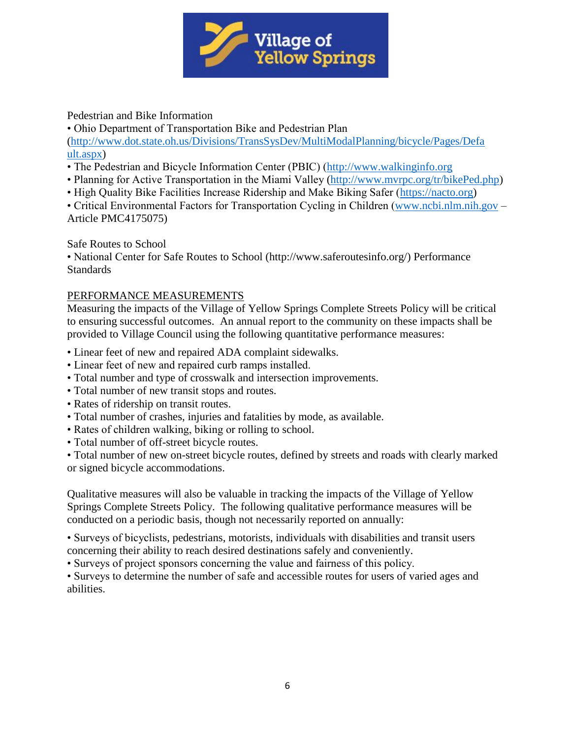Pedestrian and Bike Information

- Ohio Department of Transportation Bike and Pedestrian Plan (http://www.dot.state.oh.us/Divisions/TransSysDev/MultiModalPlanning/bicycle/Pages/Default.aspx)
- The Pedestrian and Bicycle Information Center (PBIC) (http://www.walkinginfo.org
- Planning for Active Transportation in the Miami Valley (http://www.mvrpc.org/tr/bikePed.php)
- High Quality Bike Facilities Increase Ridership and Make Biking Safer (https://nacto.org)
- Critical Environmental Factors for Transportation Cycling in Children (www.ncbi.nlm.nih.gov – Article PMC4175075)

Safe Routes to School

- National Center for Safe Routes to School (http://www.saferoutesinfo.org/) Performance Standards

## PERFORMANCE MEASUREMENTS

Measuring the impacts of the Village of Yellow Springs Complete Streets Policy will be critical to ensuring successful outcomes. An annual report to the community on these impacts shall be provided to Village Council using the following quantitative performance measures:

- Linear feet of new and repaired ADA complaint sidewalks.
- Linear feet of new and repaired curb ramps installed.
- Total number and type of crosswalk and intersection improvements.
- Total number of new transit stops and routes.
- Rates of ridership on transit routes.
- Total number of crashes, injuries and fatalities by mode, as available.
- Rates of children walking, biking or rolling to school.
- Total number of off-street bicycle routes.
- Total number of new on-street bicycle routes, defined by streets and roads with clearly marked or signed bicycle accommodations.

Qualitative measures will also be valuable in tracking the impacts of the Village of Yellow Springs Complete Streets Policy. The following qualitative performance measures will be conducted on a periodic basis, though not necessarily reported on annually:

- Surveys of bicyclists, pedestrians, motorists, individuals with disabilities and transit users concerning their ability to reach desired destinations safely and conveniently.
- Surveys of project sponsors concerning the value and fairness of this policy.
- Surveys to determine the number of safe and accessible routes for users of varied ages and abilities.